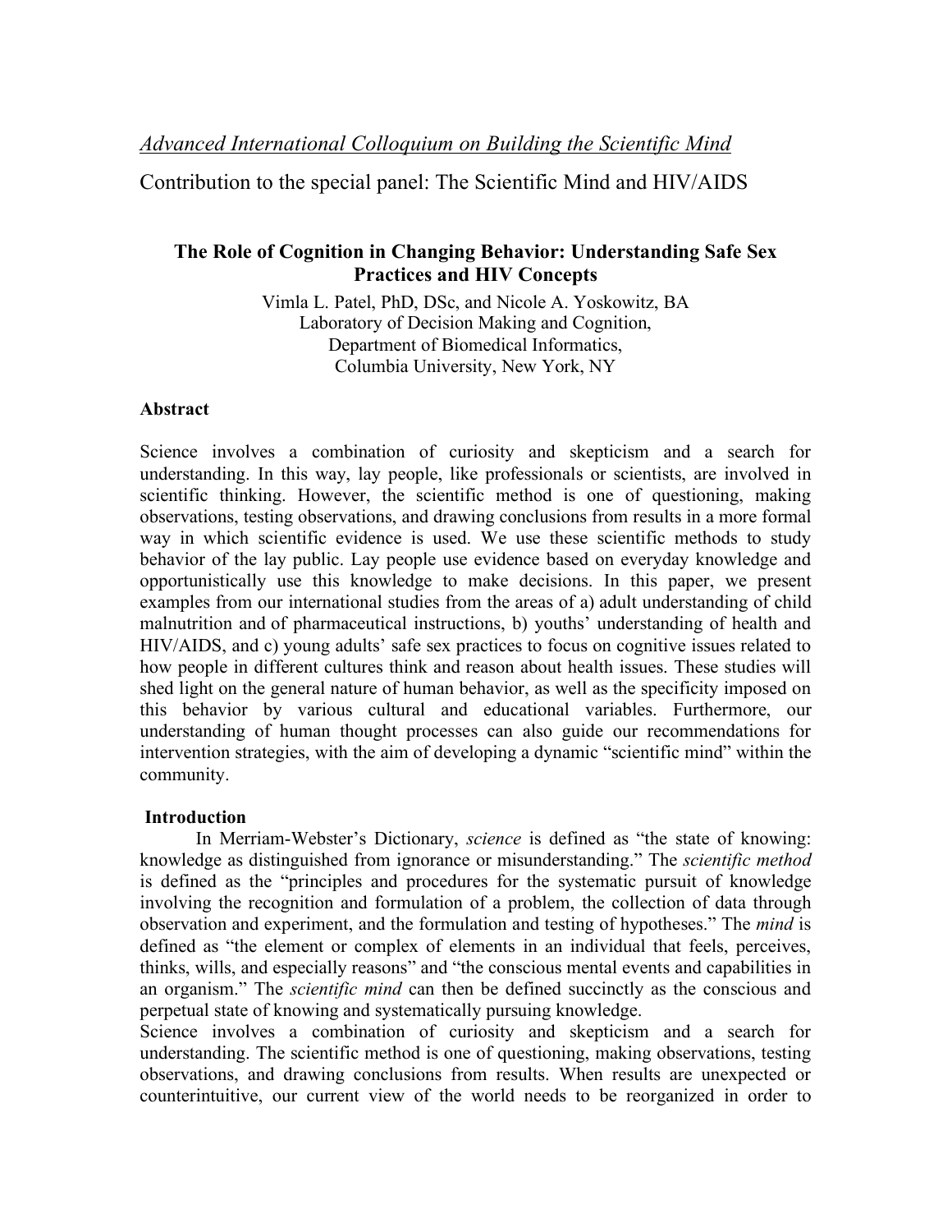*Advanced International Colloquium on Building the Scientific Mind*

Contribution to the special panel: The Scientific Mind and HIV/AIDS

# The Role of Cognition in Changing Behavior: Understanding Safe Sex Practices and HIV Concepts

Vimla L. Patel, PhD, DSc, and Nicole A. Yoskowitz, BA
Laboratory of Decision Making and Cognition,
Department of Biomedical Informatics,
Columbia University, New York, NY

## Abstract

Science involves a combination of curiosity and skepticism and a search for understanding. In this way, lay people, like professionals or scientists, are involved in scientific thinking. However, the scientific method is one of questioning, making observations, testing observations, and drawing conclusions from results in a more formal way in which scientific evidence is used. We use these scientific methods to study behavior of the lay public. Lay people use evidence based on everyday knowledge and opportunistically use this knowledge to make decisions. In this paper, we present examples from our international studies from the areas of a) adult understanding of child malnutrition and of pharmaceutical instructions, b) youths' understanding of health and HIV/AIDS, and c) young adults' safe sex practices to focus on cognitive issues related to how people in different cultures think and reason about health issues. These studies will shed light on the general nature of human behavior, as well as the specificity imposed on this behavior by various cultural and educational variables. Furthermore, our understanding of human thought processes can also guide our recommendations for intervention strategies, with the aim of developing a dynamic "scientific mind" within the community.

## Introduction

In Merriam-Webster's Dictionary, *science* is defined as "the state of knowing: knowledge as distinguished from ignorance or misunderstanding." The *scientific method* is defined as the "principles and procedures for the systematic pursuit of knowledge involving the recognition and formulation of a problem, the collection of data through observation and experiment, and the formulation and testing of hypotheses." The *mind* is defined as "the element or complex of elements in an individual that feels, perceives, thinks, wills, and especially reasons" and "the conscious mental events and capabilities in an organism." The *scientific mind* can then be defined succinctly as the conscious and perpetual state of knowing and systematically pursuing knowledge.

Science involves a combination of curiosity and skepticism and a search for understanding. The scientific method is one of questioning, making observations, testing observations, and drawing conclusions from results. When results are unexpected or counterintuitive, our current view of the world needs to be reorganized in order to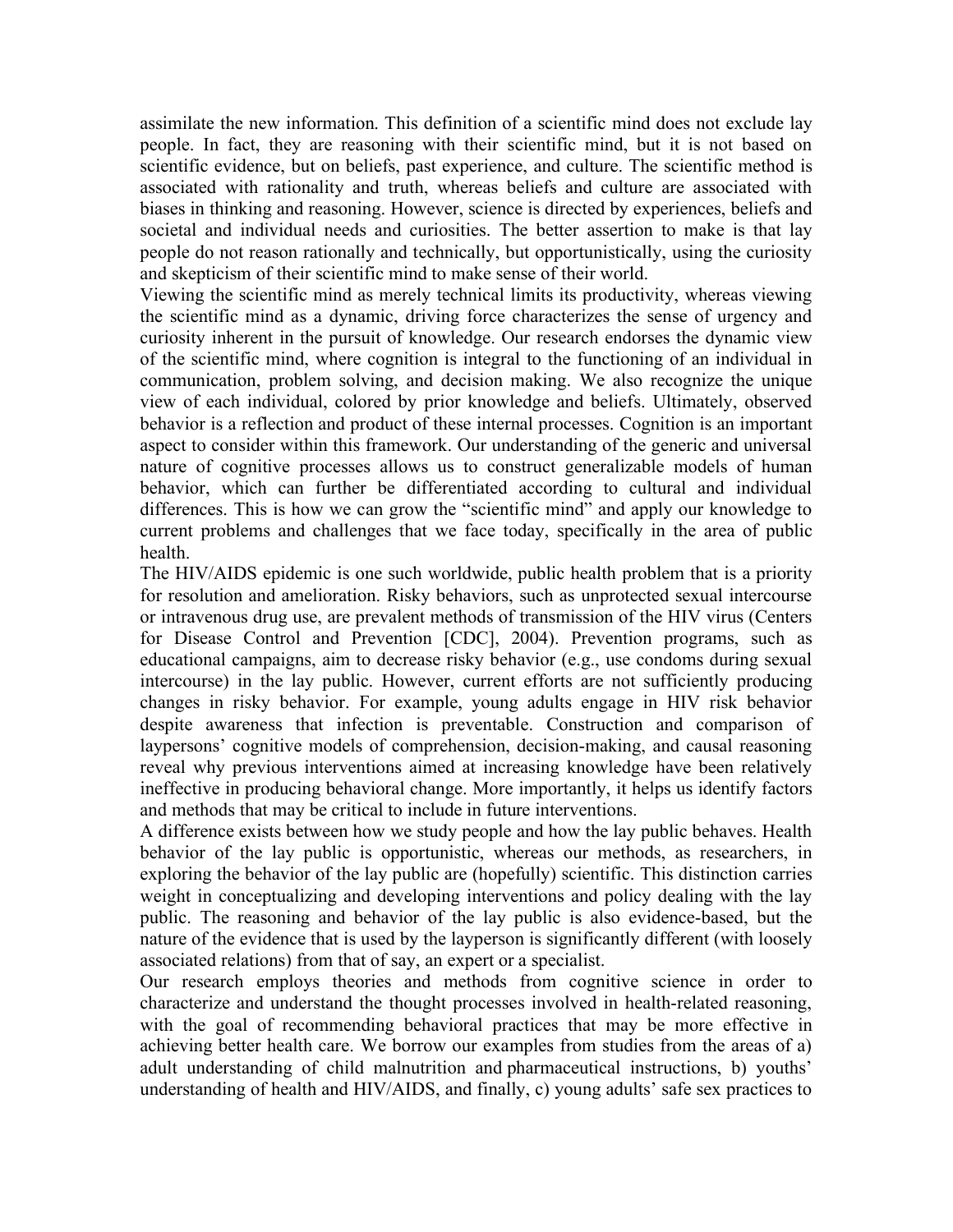assimilate the new information. This definition of a scientific mind does not exclude lay people. In fact, they are reasoning with their scientific mind, but it is not based on scientific evidence, but on beliefs, past experience, and culture. The scientific method is associated with rationality and truth, whereas beliefs and culture are associated with biases in thinking and reasoning. However, science is directed by experiences, beliefs and societal and individual needs and curiosities. The better assertion to make is that lay people do not reason rationally and technically, but opportunistically, using the curiosity and skepticism of their scientific mind to make sense of their world.

Viewing the scientific mind as merely technical limits its productivity, whereas viewing the scientific mind as a dynamic, driving force characterizes the sense of urgency and curiosity inherent in the pursuit of knowledge. Our research endorses the dynamic view of the scientific mind, where cognition is integral to the functioning of an individual in communication, problem solving, and decision making. We also recognize the unique view of each individual, colored by prior knowledge and beliefs. Ultimately, observed behavior is a reflection and product of these internal processes. Cognition is an important aspect to consider within this framework. Our understanding of the generic and universal nature of cognitive processes allows us to construct generalizable models of human behavior, which can further be differentiated according to cultural and individual differences. This is how we can grow the "scientific mind" and apply our knowledge to current problems and challenges that we face today, specifically in the area of public health.

The HIV/AIDS epidemic is one such worldwide, public health problem that is a priority for resolution and amelioration. Risky behaviors, such as unprotected sexual intercourse or intravenous drug use, are prevalent methods of transmission of the HIV virus (Centers for Disease Control and Prevention [CDC], 2004). Prevention programs, such as educational campaigns, aim to decrease risky behavior (e.g., use condoms during sexual intercourse) in the lay public. However, current efforts are not sufficiently producing changes in risky behavior. For example, young adults engage in HIV risk behavior despite awareness that infection is preventable. Construction and comparison of laypersons' cognitive models of comprehension, decision-making, and causal reasoning reveal why previous interventions aimed at increasing knowledge have been relatively ineffective in producing behavioral change. More importantly, it helps us identify factors and methods that may be critical to include in future interventions.

A difference exists between how we study people and how the lay public behaves. Health behavior of the lay public is opportunistic, whereas our methods, as researchers, in exploring the behavior of the lay public are (hopefully) scientific. This distinction carries weight in conceptualizing and developing interventions and policy dealing with the lay public. The reasoning and behavior of the lay public is also evidence-based, but the nature of the evidence that is used by the layperson is significantly different (with loosely associated relations) from that of say, an expert or a specialist.

Our research employs theories and methods from cognitive science in order to characterize and understand the thought processes involved in health-related reasoning, with the goal of recommending behavioral practices that may be more effective in achieving better health care. We borrow our examples from studies from the areas of a) adult understanding of child malnutrition and pharmaceutical instructions, b) youths' understanding of health and HIV/AIDS, and finally, c) young adults' safe sex practices to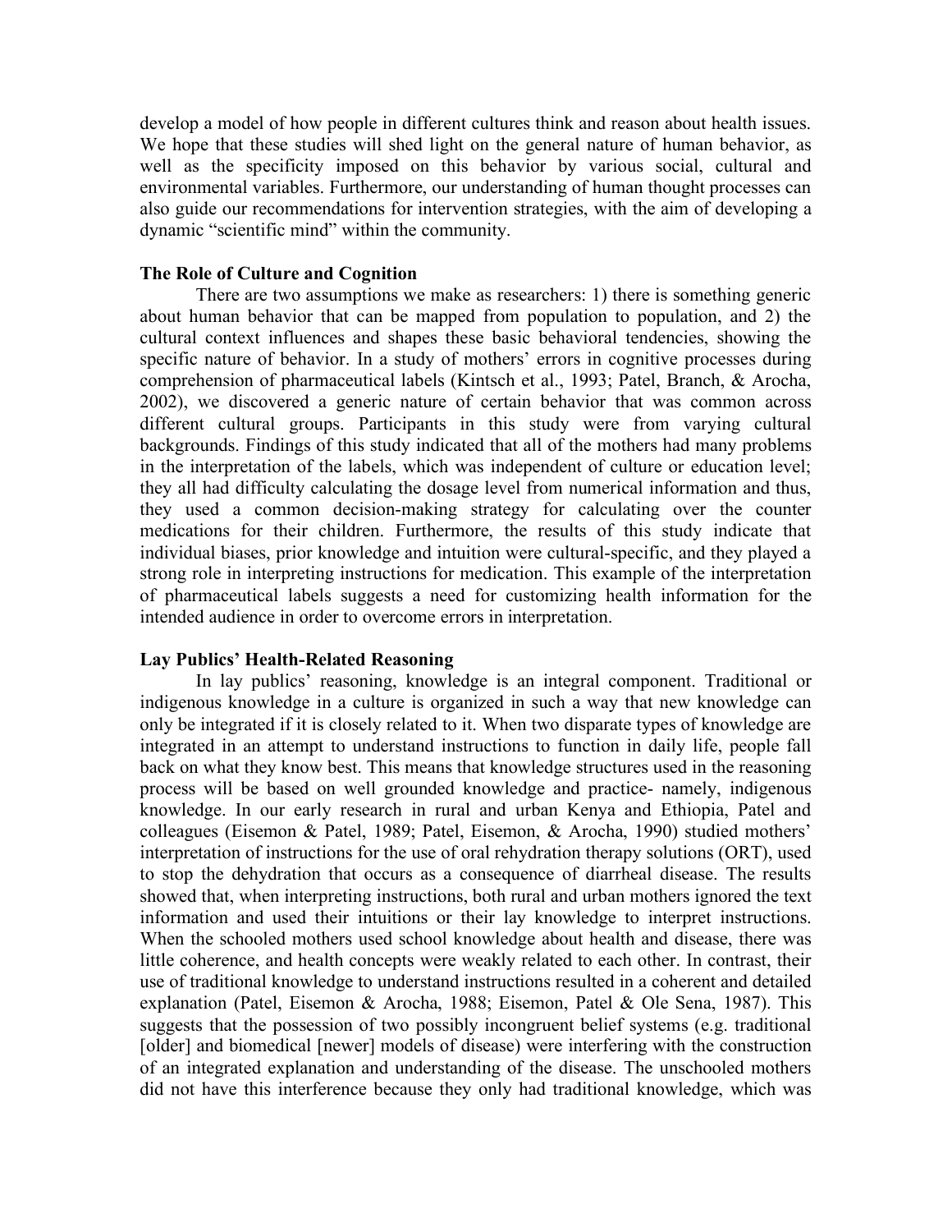develop a model of how people in different cultures think and reason about health issues. We hope that these studies will shed light on the general nature of human behavior, as well as the specificity imposed on this behavior by various social, cultural and environmental variables. Furthermore, our understanding of human thought processes can also guide our recommendations for intervention strategies, with the aim of developing a dynamic "scientific mind" within the community.

**The Role of Culture and Cognition**

There are two assumptions we make as researchers: 1) there is something generic about human behavior that can be mapped from population to population, and 2) the cultural context influences and shapes these basic behavioral tendencies, showing the specific nature of behavior. In a study of mothers' errors in cognitive processes during comprehension of pharmaceutical labels (Kintsch et al., 1993; Patel, Branch, & Arocha, 2002), we discovered a generic nature of certain behavior that was common across different cultural groups. Participants in this study were from varying cultural backgrounds. Findings of this study indicated that all of the mothers had many problems in the interpretation of the labels, which was independent of culture or education level; they all had difficulty calculating the dosage level from numerical information and thus, they used a common decision-making strategy for calculating over the counter medications for their children. Furthermore, the results of this study indicate that individual biases, prior knowledge and intuition were cultural-specific, and they played a strong role in interpreting instructions for medication. This example of the interpretation of pharmaceutical labels suggests a need for customizing health information for the intended audience in order to overcome errors in interpretation.

**Lay Publics' Health-Related Reasoning**

In lay publics' reasoning, knowledge is an integral component. Traditional or indigenous knowledge in a culture is organized in such a way that new knowledge can only be integrated if it is closely related to it. When two disparate types of knowledge are integrated in an attempt to understand instructions to function in daily life, people fall back on what they know best. This means that knowledge structures used in the reasoning process will be based on well grounded knowledge and practice- namely, indigenous knowledge. In our early research in rural and urban Kenya and Ethiopia, Patel and colleagues (Eisemon & Patel, 1989; Patel, Eisemon, & Arocha, 1990) studied mothers' interpretation of instructions for the use of oral rehydration therapy solutions (ORT), used to stop the dehydration that occurs as a consequence of diarrheal disease. The results showed that, when interpreting instructions, both rural and urban mothers ignored the text information and used their intuitions or their lay knowledge to interpret instructions. When the schooled mothers used school knowledge about health and disease, there was little coherence, and health concepts were weakly related to each other. In contrast, their use of traditional knowledge to understand instructions resulted in a coherent and detailed explanation (Patel, Eisemon & Arocha, 1988; Eisemon, Patel & Ole Sena, 1987). This suggests that the possession of two possibly incongruent belief systems (e.g. traditional [older] and biomedical [newer] models of disease) were interfering with the construction of an integrated explanation and understanding of the disease. The unschooled mothers did not have this interference because they only had traditional knowledge, which was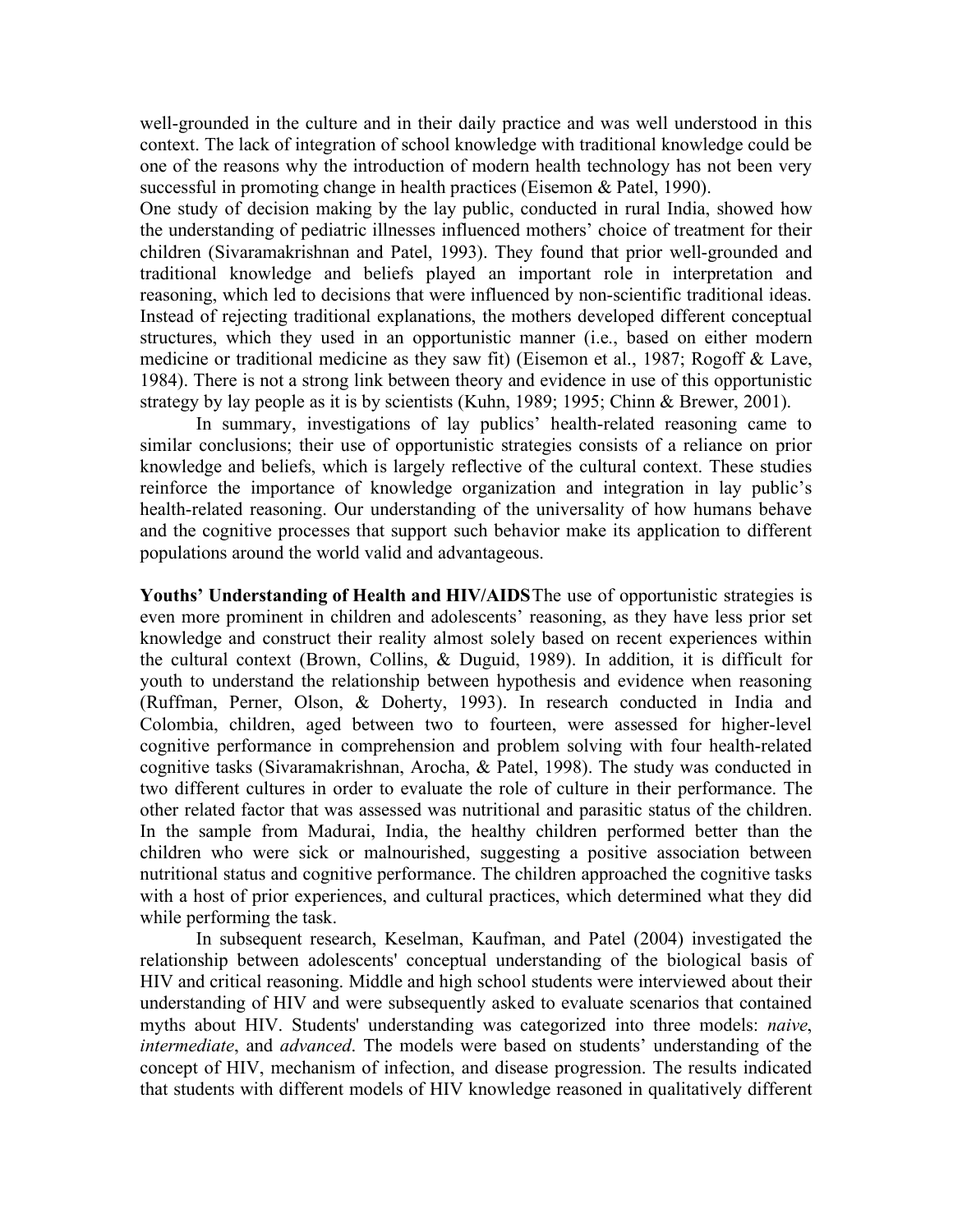well-grounded in the culture and in their daily practice and was well understood in this context. The lack of integration of school knowledge with traditional knowledge could be one of the reasons why the introduction of modern health technology has not been very successful in promoting change in health practices (Eisemon & Patel, 1990).

One study of decision making by the lay public, conducted in rural India, showed how the understanding of pediatric illnesses influenced mothers' choice of treatment for their children (Sivaramakrishnan and Patel, 1993). They found that prior well-grounded and traditional knowledge and beliefs played an important role in interpretation and reasoning, which led to decisions that were influenced by non-scientific traditional ideas. Instead of rejecting traditional explanations, the mothers developed different conceptual structures, which they used in an opportunistic manner (i.e., based on either modern medicine or traditional medicine as they saw fit) (Eisemon et al., 1987; Rogoff & Lave, 1984). There is not a strong link between theory and evidence in use of this opportunistic strategy by lay people as it is by scientists (Kuhn, 1989; 1995; Chinn & Brewer, 2001).

In summary, investigations of lay publics' health-related reasoning came to similar conclusions; their use of opportunistic strategies consists of a reliance on prior knowledge and beliefs, which is largely reflective of the cultural context. These studies reinforce the importance of knowledge organization and integration in lay public's health-related reasoning. Our understanding of the universality of how humans behave and the cognitive processes that support such behavior make its application to different populations around the world valid and advantageous.

**Youths' Understanding of Health and HIV/AIDS** The use of opportunistic strategies is even more prominent in children and adolescents' reasoning, as they have less prior set knowledge and construct their reality almost solely based on recent experiences within the cultural context (Brown, Collins, & Duguid, 1989). In addition, it is difficult for youth to understand the relationship between hypothesis and evidence when reasoning (Ruffman, Perner, Olson, & Doherty, 1993). In research conducted in India and Colombia, children, aged between two to fourteen, were assessed for higher-level cognitive performance in comprehension and problem solving with four health-related cognitive tasks (Sivaramakrishnan, Arocha, & Patel, 1998). The study was conducted in two different cultures in order to evaluate the role of culture in their performance. The other related factor that was assessed was nutritional and parasitic status of the children. In the sample from Madurai, India, the healthy children performed better than the children who were sick or malnourished, suggesting a positive association between nutritional status and cognitive performance. The children approached the cognitive tasks with a host of prior experiences, and cultural practices, which determined what they did while performing the task.

In subsequent research, Keselman, Kaufman, and Patel (2004) investigated the relationship between adolescents' conceptual understanding of the biological basis of HIV and critical reasoning. Middle and high school students were interviewed about their understanding of HIV and were subsequently asked to evaluate scenarios that contained myths about HIV. Students' understanding was categorized into three models: *naive*, *intermediate*, and *advanced*. The models were based on students' understanding of the concept of HIV, mechanism of infection, and disease progression. The results indicated that students with different models of HIV knowledge reasoned in qualitatively different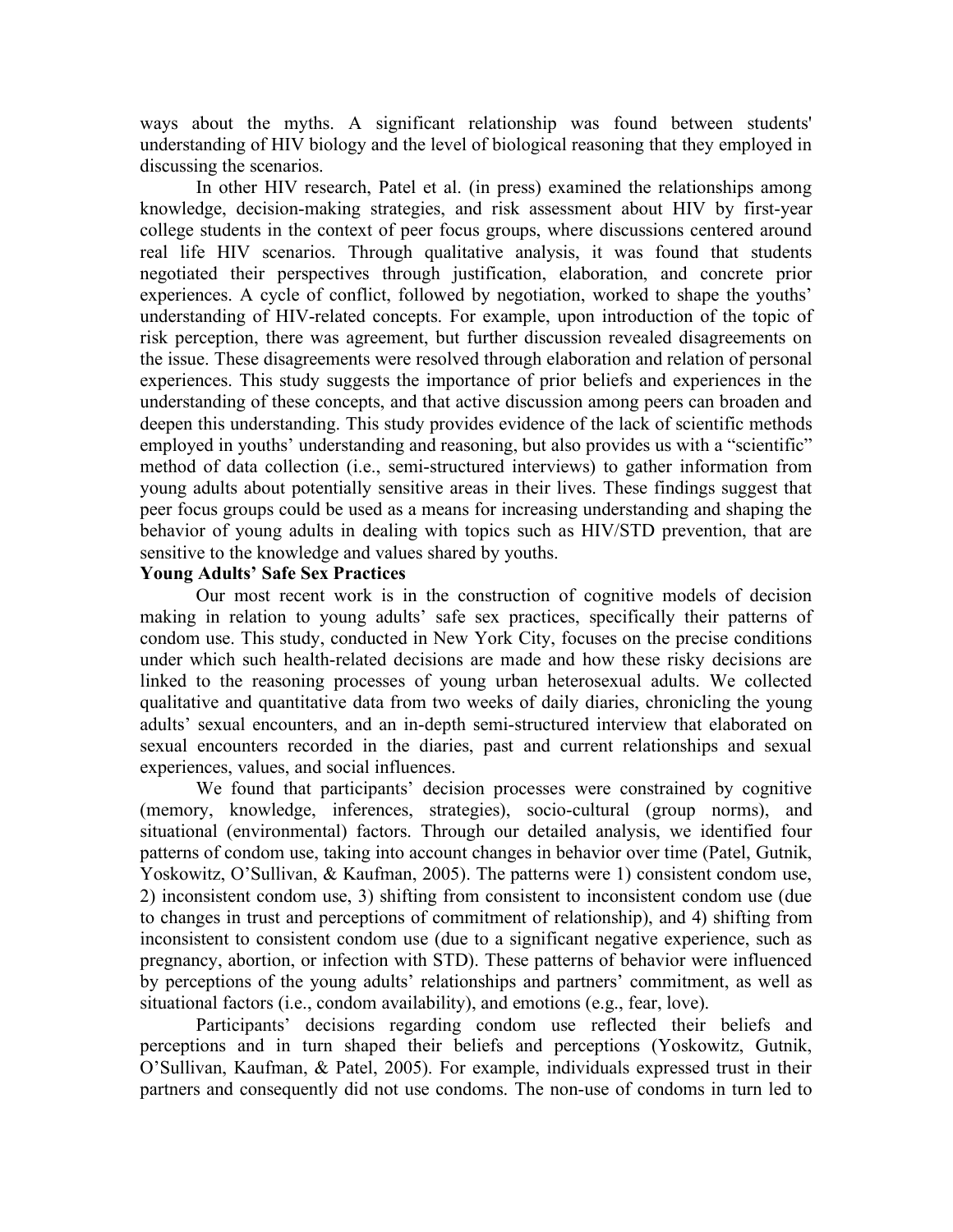ways about the myths. A significant relationship was found between students' understanding of HIV biology and the level of biological reasoning that they employed in discussing the scenarios.

In other HIV research, Patel et al. (in press) examined the relationships among knowledge, decision-making strategies, and risk assessment about HIV by first-year college students in the context of peer focus groups, where discussions centered around real life HIV scenarios. Through qualitative analysis, it was found that students negotiated their perspectives through justification, elaboration, and concrete prior experiences. A cycle of conflict, followed by negotiation, worked to shape the youths' understanding of HIV-related concepts. For example, upon introduction of the topic of risk perception, there was agreement, but further discussion revealed disagreements on the issue. These disagreements were resolved through elaboration and relation of personal experiences. This study suggests the importance of prior beliefs and experiences in the understanding of these concepts, and that active discussion among peers can broaden and deepen this understanding. This study provides evidence of the lack of scientific methods employed in youths' understanding and reasoning, but also provides us with a "scientific" method of data collection (i.e., semi-structured interviews) to gather information from young adults about potentially sensitive areas in their lives. These findings suggest that peer focus groups could be used as a means for increasing understanding and shaping the behavior of young adults in dealing with topics such as HIV/STD prevention, that are sensitive to the knowledge and values shared by youths.

**Young Adults' Safe Sex Practices**

Our most recent work is in the construction of cognitive models of decision making in relation to young adults' safe sex practices, specifically their patterns of condom use. This study, conducted in New York City, focuses on the precise conditions under which such health-related decisions are made and how these risky decisions are linked to the reasoning processes of young urban heterosexual adults. We collected qualitative and quantitative data from two weeks of daily diaries, chronicling the young adults' sexual encounters, and an in-depth semi-structured interview that elaborated on sexual encounters recorded in the diaries, past and current relationships and sexual experiences, values, and social influences.

We found that participants' decision processes were constrained by cognitive (memory, knowledge, inferences, strategies), socio-cultural (group norms), and situational (environmental) factors. Through our detailed analysis, we identified four patterns of condom use, taking into account changes in behavior over time (Patel, Gutnik, Yoskowitz, O'Sullivan, & Kaufman, 2005). The patterns were 1) consistent condom use, 2) inconsistent condom use, 3) shifting from consistent to inconsistent condom use (due to changes in trust and perceptions of commitment of relationship), and 4) shifting from inconsistent to consistent condom use (due to a significant negative experience, such as pregnancy, abortion, or infection with STD). These patterns of behavior were influenced by perceptions of the young adults' relationships and partners' commitment, as well as situational factors (i.e., condom availability), and emotions (e.g., fear, love).

Participants' decisions regarding condom use reflected their beliefs and perceptions and in turn shaped their beliefs and perceptions (Yoskowitz, Gutnik, O'Sullivan, Kaufman, & Patel, 2005). For example, individuals expressed trust in their partners and consequently did not use condoms. The non-use of condoms in turn led to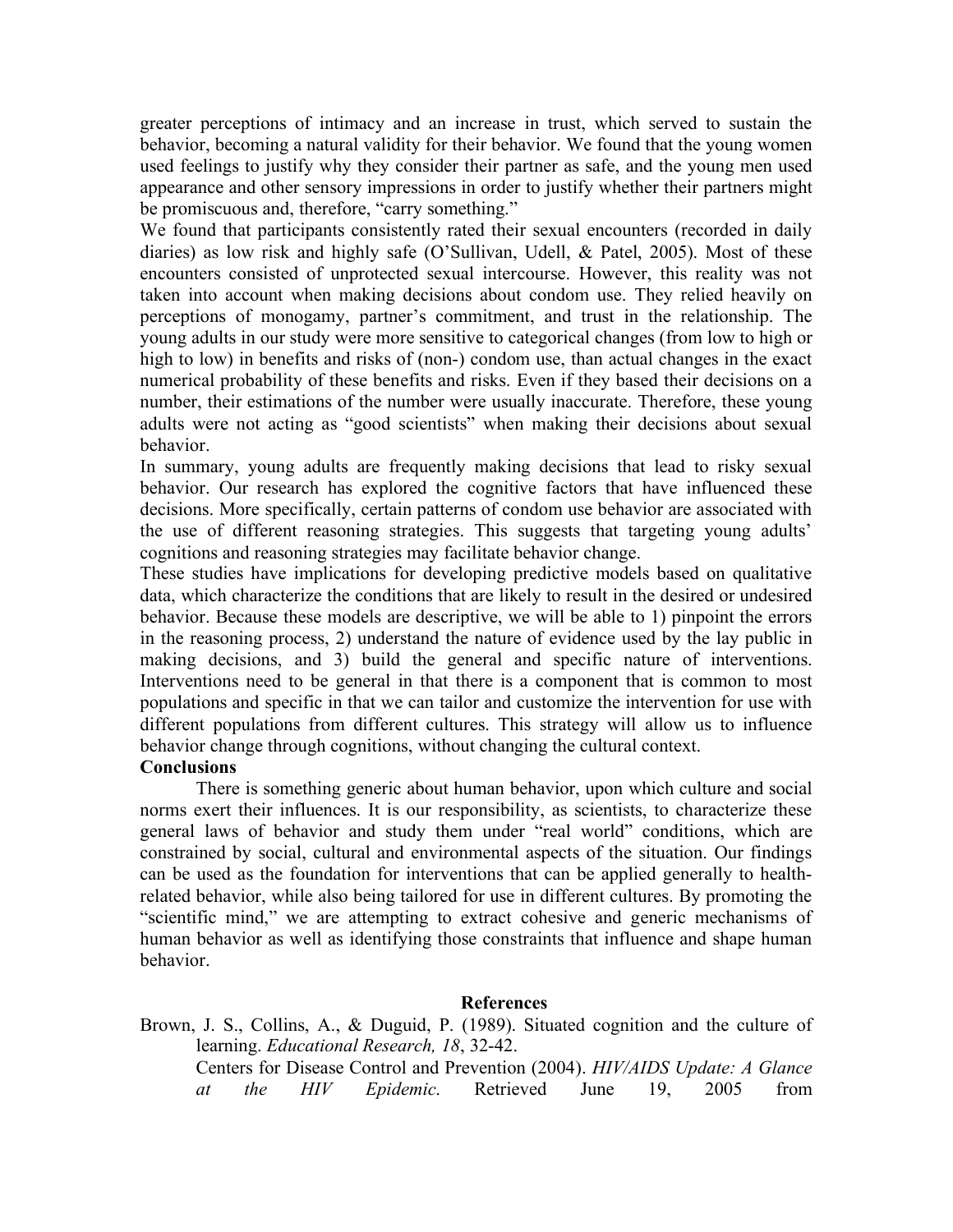greater perceptions of intimacy and an increase in trust, which served to sustain the behavior, becoming a natural validity for their behavior. We found that the young women used feelings to justify why they consider their partner as safe, and the young men used appearance and other sensory impressions in order to justify whether their partners might be promiscuous and, therefore, "carry something."

We found that participants consistently rated their sexual encounters (recorded in daily diaries) as low risk and highly safe (O'Sullivan, Udell, & Patel, 2005). Most of these encounters consisted of unprotected sexual intercourse. However, this reality was not taken into account when making decisions about condom use. They relied heavily on perceptions of monogamy, partner's commitment, and trust in the relationship. The young adults in our study were more sensitive to categorical changes (from low to high or high to low) in benefits and risks of (non-) condom use, than actual changes in the exact numerical probability of these benefits and risks. Even if they based their decisions on a number, their estimations of the number were usually inaccurate. Therefore, these young adults were not acting as "good scientists" when making their decisions about sexual behavior.

In summary, young adults are frequently making decisions that lead to risky sexual behavior. Our research has explored the cognitive factors that have influenced these decisions. More specifically, certain patterns of condom use behavior are associated with the use of different reasoning strategies. This suggests that targeting young adults' cognitions and reasoning strategies may facilitate behavior change.

These studies have implications for developing predictive models based on qualitative data, which characterize the conditions that are likely to result in the desired or undesired behavior. Because these models are descriptive, we will be able to 1) pinpoint the errors in the reasoning process, 2) understand the nature of evidence used by the lay public in making decisions, and 3) build the general and specific nature of interventions. Interventions need to be general in that there is a component that is common to most populations and specific in that we can tailor and customize the intervention for use with different populations from different cultures. This strategy will allow us to influence behavior change through cognitions, without changing the cultural context.

**Conclusions**

There is something generic about human behavior, upon which culture and social norms exert their influences. It is our responsibility, as scientists, to characterize these general laws of behavior and study them under "real world" conditions, which are constrained by social, cultural and environmental aspects of the situation. Our findings can be used as the foundation for interventions that can be applied generally to health-related behavior, while also being tailored for use in different cultures. By promoting the "scientific mind," we are attempting to extract cohesive and generic mechanisms of human behavior as well as identifying those constraints that influence and shape human behavior.

**References**

Brown, J. S., Collins, A., & Duguid, P. (1989). Situated cognition and the culture of learning. *Educational Research, 18*, 32-42.

Centers for Disease Control and Prevention (2004). *HIV/AIDS Update: A Glance at the HIV Epidemic*. Retrieved June 19, 2005 from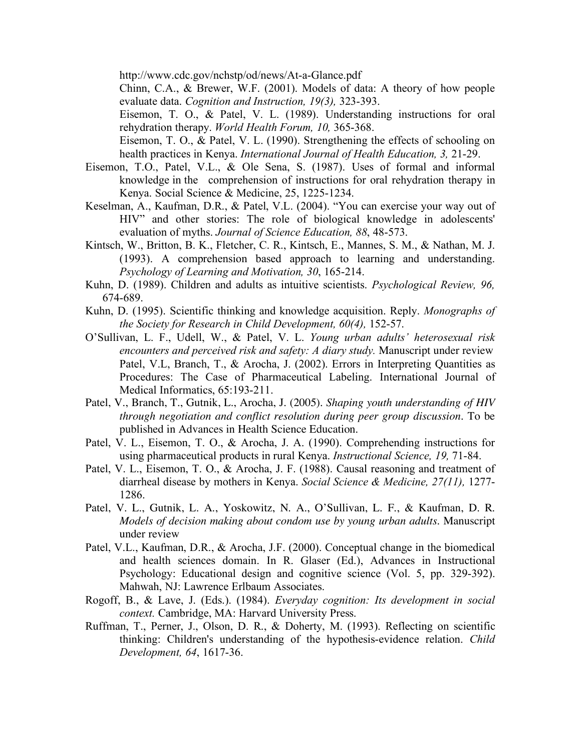http://www.cdc.gov/nchstp/od/news/At-a-Glance.pdf

Chinn, C.A., & Brewer, W.F. (2001). Models of data: A theory of how people evaluate data. *Cognition and Instruction, 19(3),* 323-393.

Eisemon, T. O., & Patel, V. L. (1989). Understanding instructions for oral rehydration therapy. *World Health Forum, 10,* 365-368.

Eisemon, T. O., & Patel, V. L. (1990). Strengthening the effects of schooling on health practices in Kenya. *International Journal of Health Education, 3,* 21-29.

Eisemon, T.O., Patel, V.L., & Ole Sena, S. (1987). Uses of formal and informal knowledge in the comprehension of instructions for oral rehydration therapy in Kenya. Social Science & Medicine, 25, 1225-1234.

Keselman, A., Kaufman, D.R., & Patel, V.L. (2004). "You can exercise your way out of HIV" and other stories: The role of biological knowledge in adolescents' evaluation of myths. *Journal of Science Education, 88*, 48-573.

Kintsch, W., Britton, B. K., Fletcher, C. R., Kintsch, E., Mannes, S. M., & Nathan, M. J. (1993). A comprehension based approach to learning and understanding. *Psychology of Learning and Motivation, 30*, 165-214.

Kuhn, D. (1989). Children and adults as intuitive scientists. *Psychological Review, 96,* 674-689.

Kuhn, D. (1995). Scientific thinking and knowledge acquisition. Reply. *Monographs of the Society for Research in Child Development, 60(4),* 152-57.

O'Sullivan, L. F., Udell, W., & Patel, V. L. *Young urban adults' heterosexual risk encounters and perceived risk and safety: A diary study.* Manuscript under review

Patel, V.L, Branch, T., & Arocha, J. (2002). Errors in Interpreting Quantities as Procedures: The Case of Pharmaceutical Labeling. International Journal of Medical Informatics, 65:193-211.

Patel, V., Branch, T., Gutnik, L., Arocha, J. (2005). *Shaping youth understanding of HIV through negotiation and conflict resolution during peer group discussion*. To be published in Advances in Health Science Education.

Patel, V. L., Eisemon, T. O., & Arocha, J. A. (1990). Comprehending instructions for using pharmaceutical products in rural Kenya. *Instructional Science, 19,* 71-84.

Patel, V. L., Eisemon, T. O., & Arocha, J. F. (1988). Causal reasoning and treatment of diarrheal disease by mothers in Kenya. *Social Science & Medicine, 27(11),* 1277-1286.

Patel, V. L., Gutnik, L. A., Yoskowitz, N. A., O'Sullivan, L. F., & Kaufman, D. R. *Models of decision making about condom use by young urban adults*. Manuscript under review

Patel, V.L., Kaufman, D.R., & Arocha, J.F. (2000). Conceptual change in the biomedical and health sciences domain. In R. Glaser (Ed.), Advances in Instructional Psychology: Educational design and cognitive science (Vol. 5, pp. 329-392). Mahwah, NJ: Lawrence Erlbaum Associates.

Rogoff, B., & Lave, J. (Eds.). (1984). *Everyday cognition: Its development in social context.* Cambridge, MA: Harvard University Press.

Ruffman, T., Perner, J., Olson, D. R., & Doherty, M. (1993). Reflecting on scientific thinking: Children's understanding of the hypothesis-evidence relation. *Child Development, 64*, 1617-36.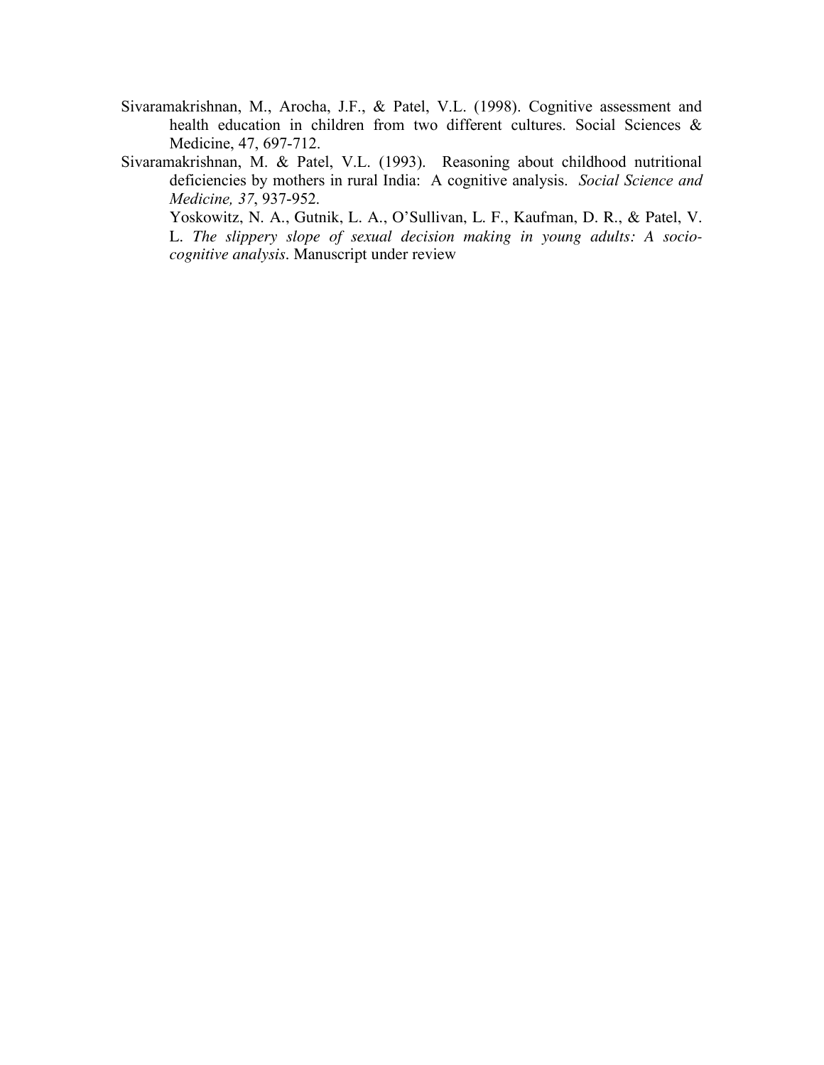Sivaramakrishnan, M., Arocha, J.F., & Patel, V.L. (1998). Cognitive assessment and health education in children from two different cultures. Social Sciences & Medicine, 47, 697-712.

Sivaramakrishnan, M. & Patel, V.L. (1993). Reasoning about childhood nutritional deficiencies by mothers in rural India: A cognitive analysis. *Social Science and Medicine, 37*, 937-952.

Yoskowitz, N. A., Gutnik, L. A., O'Sullivan, L. F., Kaufman, D. R., & Patel, V. L. *The slippery slope of sexual decision making in young adults: A socio-cognitive analysis*. Manuscript under review